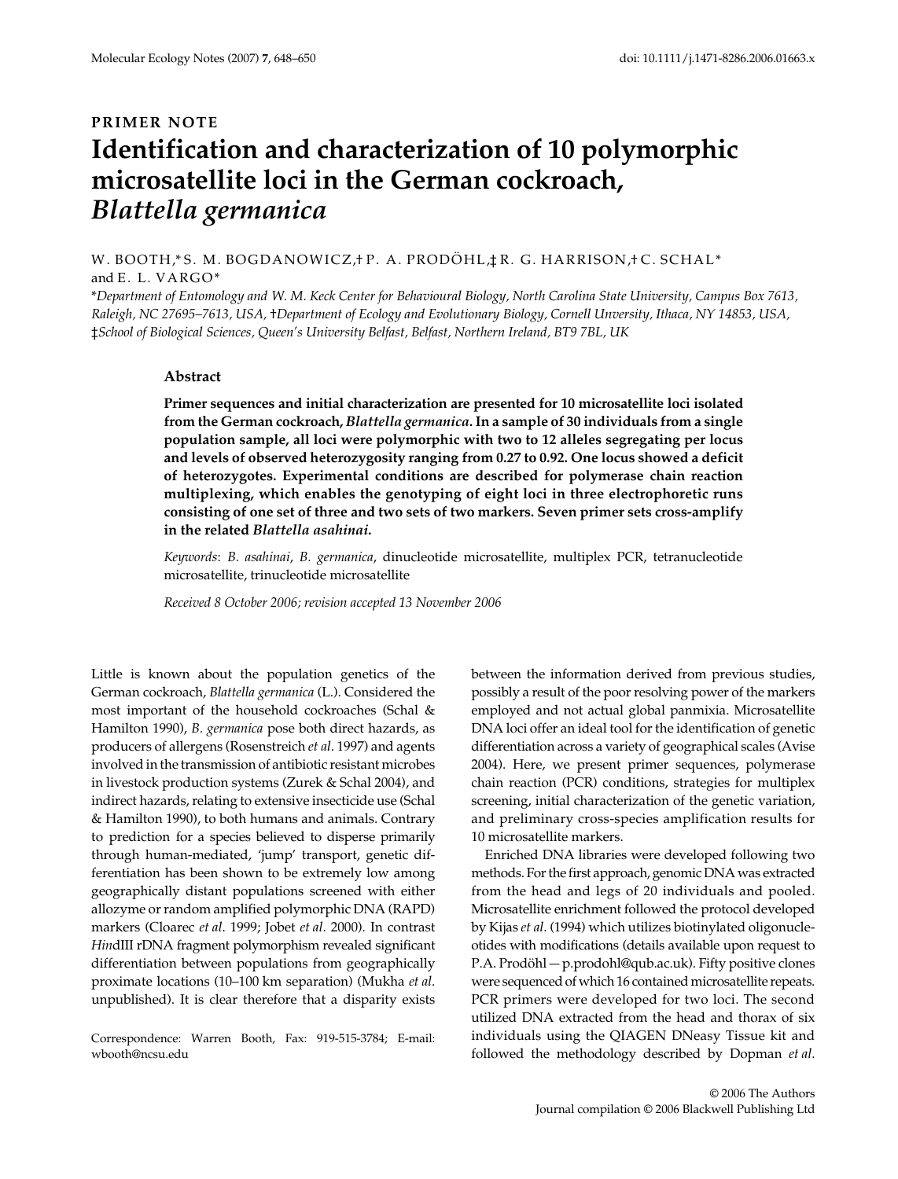PRIMER NOTE

# Identification and characterization of 10 polymorphic microsatellite loci in the German cockroach, *Blattella germanica*

W. BOOTH,* S. M. BOGDANOWICZ,† P. A. PRODÖHL,‡ R. G. HARRISON,† C. SCHAL* and E. L. VARGO*

*Department of Entomology and W. M. Keck Center for Behavioural Biology, North Carolina State University, Campus Box 7613, Raleigh, NC 27695–7613, USA, †Department of Ecology and Evolutionary Biology, Cornell Unversity, Ithaca, NY 14853, USA, ‡School of Biological Sciences, Queen's University Belfast, Belfast, Northern Ireland, BT9 7BL, UK*

## Abstract

**Primer sequences and initial characterization are presented for 10 microsatellite loci isolated from the German cockroach, *Blattella germanica*. In a sample of 30 individuals from a single population sample, all loci were polymorphic with two to 12 alleles segregating per locus and levels of observed heterozygosity ranging from 0.27 to 0.92. One locus showed a deficit of heterozygotes. Experimental conditions are described for polymerase chain reaction multiplexing, which enables the genotyping of eight loci in three electrophoretic runs consisting of one set of three and two sets of two markers. Seven primer sets cross-amplify in the related *Blattella asahinai*.**

*Keywords*: *B. asahinai*, *B. germanica*, dinucleotide microsatellite, multiplex PCR, tetranucleotide microsatellite, trinucleotide microsatellite

*Received 8 October 2006; revision accepted 13 November 2006*

Little is known about the population genetics of the German cockroach, *Blattella germanica* (L.). Considered the most important of the household cockroaches (Schal & Hamilton 1990), *B. germanica* pose both direct hazards, as producers of allergens (Rosenstreich *et al*. 1997) and agents involved in the transmission of antibiotic resistant microbes in livestock production systems (Zurek & Schal 2004), and indirect hazards, relating to extensive insecticide use (Schal & Hamilton 1990), to both humans and animals. Contrary to prediction for a species believed to disperse primarily through human-mediated, 'jump' transport, genetic differentiation has been shown to be extremely low among geographically distant populations screened with either allozyme or random amplified polymorphic DNA (RAPD) markers (Cloarec *et al*. 1999; Jobet *et al*. 2000). In contrast *Hin*dIII rDNA fragment polymorphism revealed significant differentiation between populations from geographically proximate locations (10–100 km separation) (Mukha *et al*. unpublished). It is clear therefore that a disparity exists between the information derived from previous studies, possibly a result of the poor resolving power of the markers employed and not actual global panmixia. Microsatellite DNA loci offer an ideal tool for the identification of genetic differentiation across a variety of geographical scales (Avise 2004). Here, we present primer sequences, polymerase chain reaction (PCR) conditions, strategies for multiplex screening, initial characterization of the genetic variation, and preliminary cross-species amplification results for 10 microsatellite markers.

Correspondence: Warren Booth, Fax: 919-515-3784; E-mail: wbooth@ncsu.edu

Enriched DNA libraries were developed following two methods. For the first approach, genomic DNA was extracted from the head and legs of 20 individuals and pooled. Microsatellite enrichment followed the protocol developed by Kijas *et al*. (1994) which utilizes biotinylated oligonucleotides with modifications (details available upon request to P.A. Prodöhl — p.prodohl@qub.ac.uk). Fifty positive clones were sequenced of which 16 contained microsatellite repeats. PCR primers were developed for two loci. The second utilized DNA extracted from the head and thorax of six individuals using the QIAGEN DNeasy Tissue kit and followed the methodology described by Dopman *et al*.

© 2006 The Authors
Journal compilation © 2006 Blackwell Publishing Ltd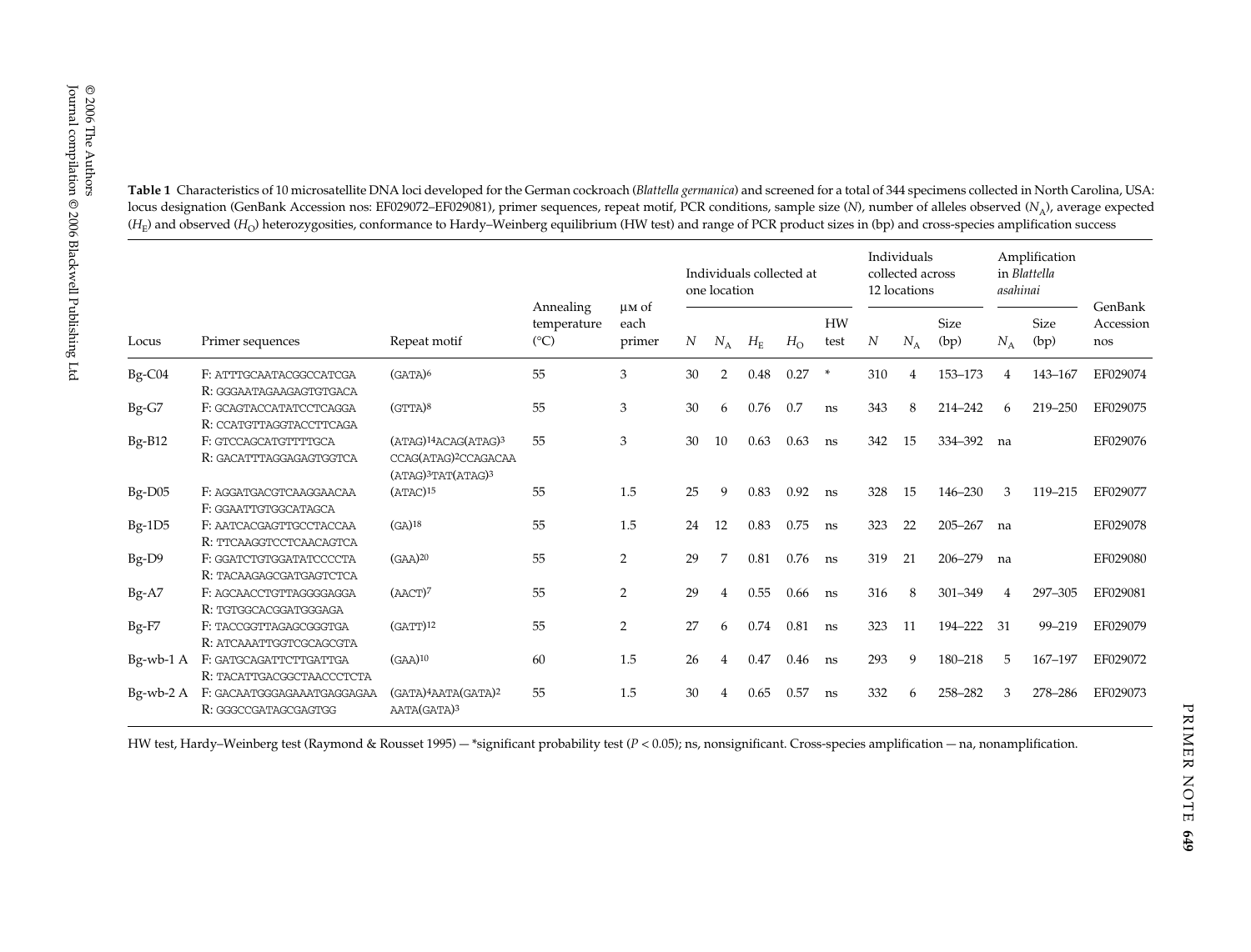**Table 1** Characteristics of 10 microsatellite DNA loci developed for the German cockroach (*Blattella germanica*) and screened for a total of 344 specimens collected in North Carolina, USA: locus designation (GenBank Accession nos: EF029072–EF029081), primer sequences, repeat motif, PCR conditions, sample size ($N$), number of alleles observed ($N_A$), average expected ($H_E$) and observed ($H_O$) heterozygosities, conformance to Hardy–Weinberg equilibrium (HW test) and range of PCR product sizes in (bp) and cross-species amplification success

| Locus | Primer sequences | Repeat motif | Annealing temperature (°C) | μM of each primer | Individuals collected at one location | | | | | Individuals collected across 12 locations | | | Amplification in *Blattella asahinai* | | GenBank Accession nos |
|---|---|---|---|---|---|---|---|---|---|---|---|---|---|---|---|
| | | | | | $N$ | $N_A$ | $H_E$ | $H_O$ | HW test | $N$ | $N_A$ | Size (bp) | $N_A$ | Size (bp) | |
| Bg-C04 | F: ATTTGCAATACGGCCATCGA<br>R: GGGAATAGAAGAGTGTGACA | (GATA)6 | 55 | 3 | 30 | 2 | 0.48 | 0.27 | * | 310 | 4 | 153–173 | 4 | 143–167 | EF029074 |
| Bg-G7 | F: GCAGTACCATATCCTCAGGA<br>R: CCATGTTAGGTACCTTCAGA | (GTTA)8 | 55 | 3 | 30 | 6 | 0.76 | 0.7 | ns | 343 | 8 | 214–242 | 6 | 219–250 | EF029075 |
| Bg-B12 | F: GTCCAGCATGTTTTGCA<br>R: GACATTTAGGAGAGTGGTCA | (ATAG)14ACAG(ATAG)3 CCAG(ATAG)2CCAGACAA (ATAG)3TAT(ATAG)3 | 55 | 3 | 30 | 10 | 0.63 | 0.63 | ns | 342 | 15 | 334–392 | na | | EF029076 |
| Bg-D05 | F: AGGATGACGTCAAGGAACAA<br>F: GGAATTGTGGCATAGCA | (ATAC)15 | 55 | 1.5 | 25 | 9 | 0.83 | 0.92 | ns | 328 | 15 | 146–230 | 3 | 119–215 | EF029077 |
| Bg-1D5 | F: AATCACGAGTTGCCTACCAA<br>R: TTCAAGGTCCTCAACAGTCA | (GA)18 | 55 | 1.5 | 24 | 12 | 0.83 | 0.75 | ns | 323 | 22 | 205–267 | na | | EF029078 |
| Bg-D9 | F: GGATCTGTGGATATCCCCTA<br>R: TACAAGAGCGATGAGTCTCA | (GAA)20 | 55 | 2 | 29 | 7 | 0.81 | 0.76 | ns | 319 | 21 | 206–279 | na | | EF029080 |
| Bg-A7 | F: AGCAACCTGTTAGGGGAGGA<br>R: TGTGGCACGGATGGAGA | (AACT)7 | 55 | 2 | 29 | 4 | 0.55 | 0.66 | ns | 316 | 8 | 301–349 | 4 | 297–305 | EF029081 |
| Bg-F7 | F: TACCGGTTAGAGCGGGTGA<br>R: ATCAAATTGGTCGCAGCGTA | (GATT)12 | 55 | 2 | 27 | 6 | 0.74 | 0.81 | ns | 323 | 11 | 194–222 | 31 | 99–219 | EF029079 |
| Bg-wb-1 A | F: GATGCAGATTCTTGATTGA<br>R: TACATTGACGGCTAACCCTCTA | (GAA)10 | 60 | 1.5 | 26 | 4 | 0.47 | 0.46 | ns | 293 | 9 | 180–218 | 5 | 167–197 | EF029072 |
| Bg-wb-2 A | F: GACAATGGGAGAAATGAGGAGAA<br>R: GGGCCGATAGCGAGTGG | (GATA)4AATA(GATA)2 AATA(GATA)3 | 55 | 1.5 | 30 | 4 | 0.65 | 0.57 | ns | 332 | 6 | 258–282 | 3 | 278–286 | EF029073 |

HW test, Hardy–Weinberg test (Raymond & Rousset 1995) — *significant probability test ($P < 0.05$); ns, nonsignificant. Cross-species amplification — na, nonamplification.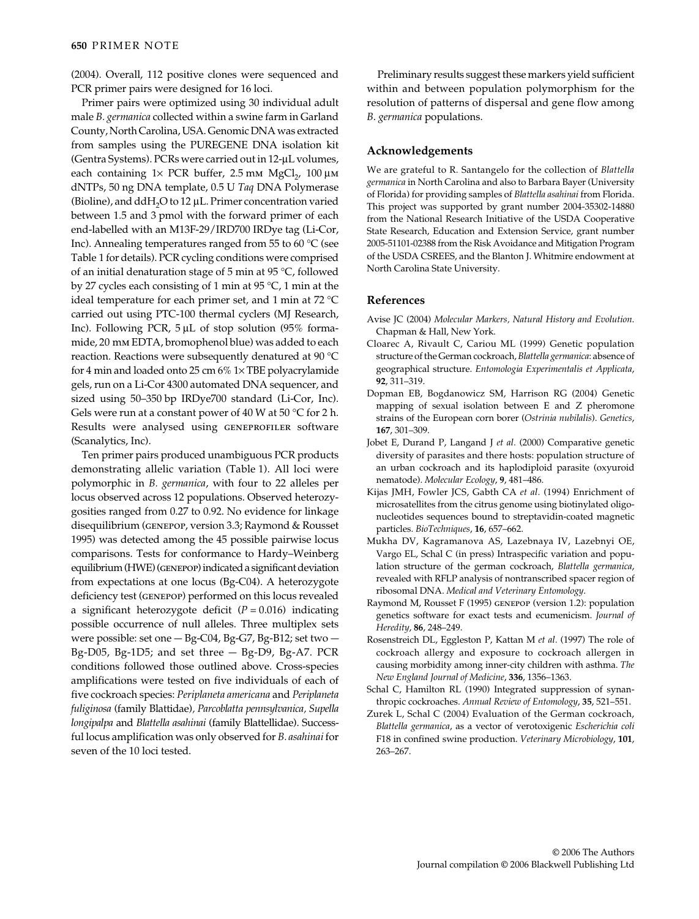(2004). Overall, 112 positive clones were sequenced and PCR primer pairs were designed for 16 loci.

Primer pairs were optimized using 30 individual adult male *B. germanica* collected within a swine farm in Garland County, North Carolina, USA. Genomic DNA was extracted from samples using the PUREGENE DNA isolation kit (Gentra Systems). PCRs were carried out in 12-μL volumes, each containing 1× PCR buffer, 2.5 mM $MgCl_2$, 100 μM dNTPs, 50 ng DNA template, 0.5 U *Taq* DNA Polymerase (Bioline), and $ddH_2O$ to 12 μL. Primer concentration varied between 1.5 and 3 pmol with the forward primer of each end-labelled with an M13F-29/IRD700 IRDye tag (Li-Cor, Inc). Annealing temperatures ranged from 55 to 60 °C (see Table 1 for details). PCR cycling conditions were comprised of an initial denaturation stage of 5 min at 95 °C, followed by 27 cycles each consisting of 1 min at 95 °C, 1 min at the ideal temperature for each primer set, and 1 min at 72 °C carried out using PTC-100 thermal cyclers (MJ Research, Inc). Following PCR, 5 μL of stop solution (95% formamide, 20 mM EDTA, bromophenol blue) was added to each reaction. Reactions were subsequently denatured at 90 °C for 4 min and loaded onto 25 cm 6% 1× TBE polyacrylamide gels, run on a Li-Cor 4300 automated DNA sequencer, and sized using 50–350 bp IRDye700 standard (Li-Cor, Inc). Gels were run at a constant power of 40 W at 50 °C for 2 h. Results were analysed using GENEPROFILER software (Scanalytics, Inc).

Ten primer pairs produced unambiguous PCR products demonstrating allelic variation (Table 1). All loci were polymorphic in *B. germanica*, with four to 22 alleles per locus observed across 12 populations. Observed heterozygosities ranged from 0.27 to 0.92. No evidence for linkage disequilibrium (GENEPOP, version 3.3; Raymond & Rousset 1995) was detected among the 45 possible pairwise locus comparisons. Tests for conformance to Hardy–Weinberg equilibrium (HWE) (GENEPOP) indicated a significant deviation from expectations at one locus (Bg-C04). A heterozygote deficiency test (GENEPOP) performed on this locus revealed a significant heterozygote deficit ($P = 0.016$) indicating possible occurrence of null alleles. Three multiplex sets were possible: set one — Bg-C04, Bg-G7, Bg-B12; set two — Bg-D05, Bg-1D5; and set three — Bg-D9, Bg-A7. PCR conditions followed those outlined above. Cross-species amplifications were tested on five individuals of each of five cockroach species: *Periplaneta americana* and *Periplaneta fuliginosa* (family Blattidae), *Parcoblatta pennsylvanica, Supella longipalpa* and *Blattella asahinai* (family Blattellidae). Successful locus amplification was only observed for *B. asahinai* for seven of the 10 loci tested.

Preliminary results suggest these markers yield sufficient within and between population polymorphism for the resolution of patterns of dispersal and gene flow among *B. germanica* populations.

## Acknowledgements

We are grateful to R. Santangelo for the collection of *Blattella germanica* in North Carolina and also to Barbara Bayer (University of Florida) for providing samples of *Blattella asahinai* from Florida. This project was supported by grant number 2004-35302-14880 from the National Research Initiative of the USDA Cooperative State Research, Education and Extension Service, grant number 2005-51101-02388 from the Risk Avoidance and Mitigation Program of the USDA CSREES, and the Blanton J. Whitmire endowment at North Carolina State University.

## References

Avise JC (2004) *Molecular Markers, Natural History and Evolution.* Chapman & Hall, New York.

Cloarec A, Rivault C, Cariou ML (1999) Genetic population structure of the German cockroach, *Blattella germanica*: absence of geographical structure. *Entomologia Experimentalis et Applicata*, **92**, 311–319.

Dopman EB, Bogdanowicz SM, Harrison RG (2004) Genetic mapping of sexual isolation between E and Z pheromone strains of the European corn borer (*Ostrinia nubilalis*). *Genetics*, **167**, 301–309.

Jobet E, Durand P, Langand J *et al.* (2000) Comparative genetic diversity of parasites and there hosts: population structure of an urban cockroach and its haplodiploid parasite (oxyuroid nematode). *Molecular Ecology*, **9**, 481–486.

Kijas JMH, Fowler JCS, Gabth CA *et al.* (1994) Enrichment of microsatellites from the citrus genome using biotinylated oligonucleotides sequences bound to streptavidin-coated magnetic particles. *BioTechniques*, **16**, 657–662.

Mukha DV, Kagramanova AS, Lazebnaya IV, Lazebnyi OE, Vargo EL, Schal C (in press) Intraspecific variation and population structure of the german cockroach, *Blattella germanica*, revealed with RFLP analysis of nontranscribed spacer region of ribosomal DNA. *Medical and Veterinary Entomology*.

Raymond M, Rousset F (1995) GENEPOP (version 1.2): population genetics software for exact tests and ecumenicism. *Journal of Heredity*, **86**, 248–249.

Rosenstreich DL, Eggleston P, Kattan M *et al.* (1997) The role of cockroach allergy and exposure to cockroach allergen in causing morbidity among inner-city children with asthma. *The New England Journal of Medicine*, **336**, 1356–1363.

Schal C, Hamilton RL (1990) Integrated suppression of synanthropic cockroaches. *Annual Review of Entomology*, **35**, 521–551.

Zurek L, Schal C (2004) Evaluation of the German cockroach, *Blattella germanica*, as a vector of verotoxigenic *Escherichia coli* F18 in confined swine production. *Veterinary Microbiology*, **101**, 263–267.